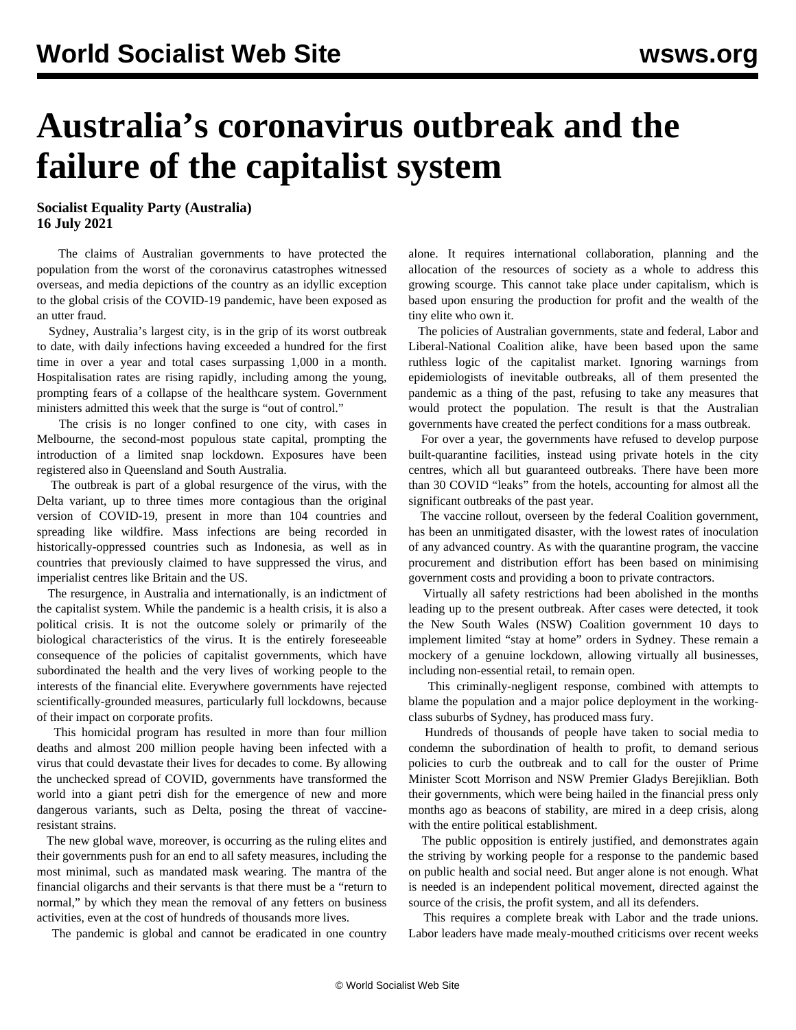# Australia's coronavirus outbreak and the failure of the capitalist system

**Socialist Equality Party (Australia)**
**16 July 2021**

The claims of Australian governments to have protected the population from the worst of the coronavirus catastrophes witnessed overseas, and media depictions of the country as an idyllic exception to the global crisis of the COVID-19 pandemic, have been exposed as an utter fraud.

Sydney, Australia's largest city, is in the grip of its worst outbreak to date, with daily infections having exceeded a hundred for the first time in over a year and total cases surpassing 1,000 in a month. Hospitalisation rates are rising rapidly, including among the young, prompting fears of a collapse of the healthcare system. Government ministers admitted this week that the surge is "out of control."

The crisis is no longer confined to one city, with cases in Melbourne, the second-most populous state capital, prompting the introduction of a limited snap lockdown. Exposures have been registered also in Queensland and South Australia.

The outbreak is part of a global resurgence of the virus, with the Delta variant, up to three times more contagious than the original version of COVID-19, present in more than 104 countries and spreading like wildfire. Mass infections are being recorded in historically-oppressed countries such as Indonesia, as well as in countries that previously claimed to have suppressed the virus, and imperialist centres like Britain and the US.

The resurgence, in Australia and internationally, is an indictment of the capitalist system. While the pandemic is a health crisis, it is also a political crisis. It is not the outcome solely or primarily of the biological characteristics of the virus. It is the entirely foreseeable consequence of the policies of capitalist governments, which have subordinated the health and the very lives of working people to the interests of the financial elite. Everywhere governments have rejected scientifically-grounded measures, particularly full lockdowns, because of their impact on corporate profits.

This homicidal program has resulted in more than four million deaths and almost 200 million people having been infected with a virus that could devastate their lives for decades to come. By allowing the unchecked spread of COVID, governments have transformed the world into a giant petri dish for the emergence of new and more dangerous variants, such as Delta, posing the threat of vaccine-resistant strains.

The new global wave, moreover, is occurring as the ruling elites and their governments push for an end to all safety measures, including the most minimal, such as mandated mask wearing. The mantra of the financial oligarchs and their servants is that there must be a "return to normal," by which they mean the removal of any fetters on business activities, even at the cost of hundreds of thousands more lives.

The pandemic is global and cannot be eradicated in one country alone. It requires international collaboration, planning and the allocation of the resources of society as a whole to address this growing scourge. This cannot take place under capitalism, which is based upon ensuring the production for profit and the wealth of the tiny elite who own it.

The policies of Australian governments, state and federal, Labor and Liberal-National Coalition alike, have been based upon the same ruthless logic of the capitalist market. Ignoring warnings from epidemiologists of inevitable outbreaks, all of them presented the pandemic as a thing of the past, refusing to take any measures that would protect the population. The result is that the Australian governments have created the perfect conditions for a mass outbreak.

For over a year, the governments have refused to develop purpose built-quarantine facilities, instead using private hotels in the city centres, which all but guaranteed outbreaks. There have been more than 30 COVID "leaks" from the hotels, accounting for almost all the significant outbreaks of the past year.

The vaccine rollout, overseen by the federal Coalition government, has been an unmitigated disaster, with the lowest rates of inoculation of any advanced country. As with the quarantine program, the vaccine procurement and distribution effort has been based on minimising government costs and providing a boon to private contractors.

Virtually all safety restrictions had been abolished in the months leading up to the present outbreak. After cases were detected, it took the New South Wales (NSW) Coalition government 10 days to implement limited "stay at home" orders in Sydney. These remain a mockery of a genuine lockdown, allowing virtually all businesses, including non-essential retail, to remain open.

This criminally-negligent response, combined with attempts to blame the population and a major police deployment in the working-class suburbs of Sydney, has produced mass fury.

Hundreds of thousands of people have taken to social media to condemn the subordination of health to profit, to demand serious policies to curb the outbreak and to call for the ouster of Prime Minister Scott Morrison and NSW Premier Gladys Berejiklian. Both their governments, which were being hailed in the financial press only months ago as beacons of stability, are mired in a deep crisis, along with the entire political establishment.

The public opposition is entirely justified, and demonstrates again the striving by working people for a response to the pandemic based on public health and social need. But anger alone is not enough. What is needed is an independent political movement, directed against the source of the crisis, the profit system, and all its defenders.

This requires a complete break with Labor and the trade unions. Labor leaders have made mealy-mouthed criticisms over recent weeks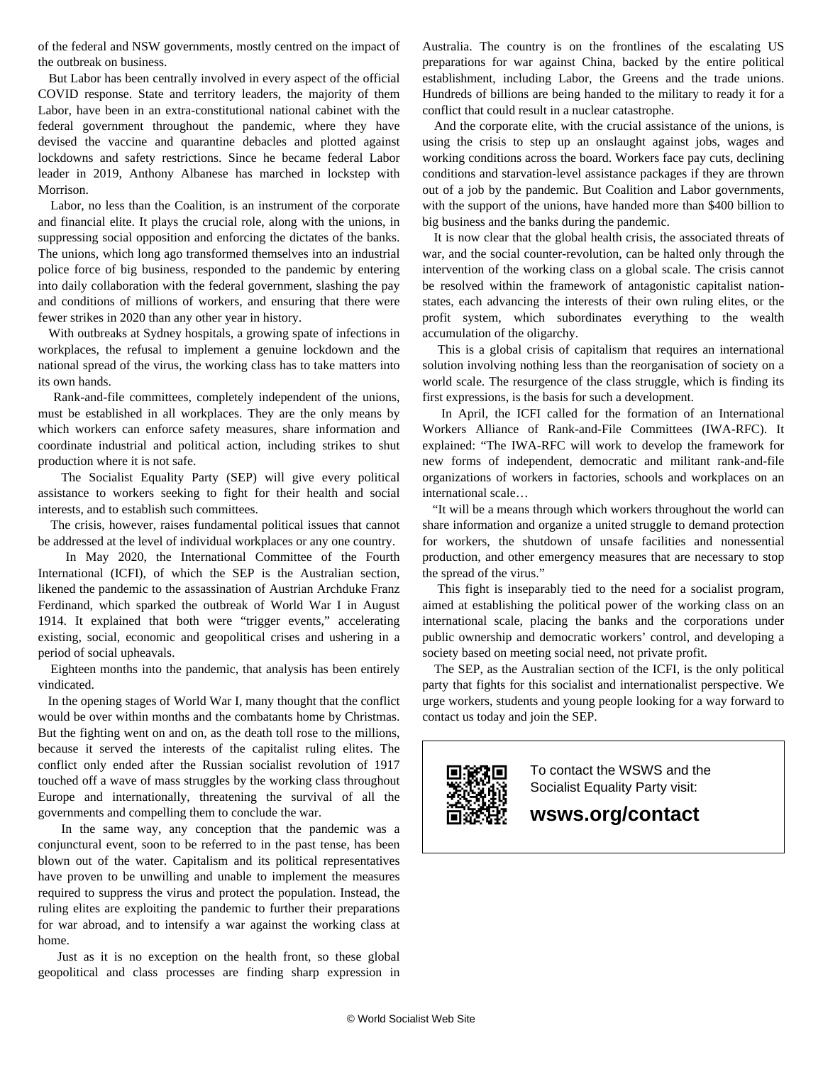of the federal and NSW governments, mostly centred on the impact of the outbreak on business.

But Labor has been centrally involved in every aspect of the official COVID response. State and territory leaders, the majority of them Labor, have been in an extra-constitutional national cabinet with the federal government throughout the pandemic, where they have devised the vaccine and quarantine debacles and plotted against lockdowns and safety restrictions. Since he became federal Labor leader in 2019, Anthony Albanese has marched in lockstep with Morrison.

Labor, no less than the Coalition, is an instrument of the corporate and financial elite. It plays the crucial role, along with the unions, in suppressing social opposition and enforcing the dictates of the banks. The unions, which long ago transformed themselves into an industrial police force of big business, responded to the pandemic by entering into daily collaboration with the federal government, slashing the pay and conditions of millions of workers, and ensuring that there were fewer strikes in 2020 than any other year in history.

With outbreaks at Sydney hospitals, a growing spate of infections in workplaces, the refusal to implement a genuine lockdown and the national spread of the virus, the working class has to take matters into its own hands.

Rank-and-file committees, completely independent of the unions, must be established in all workplaces. They are the only means by which workers can enforce safety measures, share information and coordinate industrial and political action, including strikes to shut production where it is not safe.

The Socialist Equality Party (SEP) will give every political assistance to workers seeking to fight for their health and social interests, and to establish such committees.

The crisis, however, raises fundamental political issues that cannot be addressed at the level of individual workplaces or any one country.

In May 2020, the International Committee of the Fourth International (ICFI), of which the SEP is the Australian section, likened the pandemic to the assassination of Austrian Archduke Franz Ferdinand, which sparked the outbreak of World War I in August 1914. It explained that both were "trigger events," accelerating existing, social, economic and geopolitical crises and ushering in a period of social upheavals.

Eighteen months into the pandemic, that analysis has been entirely vindicated.

In the opening stages of World War I, many thought that the conflict would be over within months and the combatants home by Christmas. But the fighting went on and on, as the death toll rose to the millions, because it served the interests of the capitalist ruling elites. The conflict only ended after the Russian socialist revolution of 1917 touched off a wave of mass struggles by the working class throughout Europe and internationally, threatening the survival of all the governments and compelling them to conclude the war.

In the same way, any conception that the pandemic was a conjunctural event, soon to be referred to in the past tense, has been blown out of the water. Capitalism and its political representatives have proven to be unwilling and unable to implement the measures required to suppress the virus and protect the population. Instead, the ruling elites are exploiting the pandemic to further their preparations for war abroad, and to intensify a war against the working class at home.

Just as it is no exception on the health front, so these global geopolitical and class processes are finding sharp expression in Australia. The country is on the frontlines of the escalating US preparations for war against China, backed by the entire political establishment, including Labor, the Greens and the trade unions. Hundreds of billions are being handed to the military to ready it for a conflict that could result in a nuclear catastrophe.

And the corporate elite, with the crucial assistance of the unions, is using the crisis to step up an onslaught against jobs, wages and working conditions across the board. Workers face pay cuts, declining conditions and starvation-level assistance packages if they are thrown out of a job by the pandemic. But Coalition and Labor governments, with the support of the unions, have handed more than $400 billion to big business and the banks during the pandemic.

It is now clear that the global health crisis, the associated threats of war, and the social counter-revolution, can be halted only through the intervention of the working class on a global scale. The crisis cannot be resolved within the framework of antagonistic capitalist nation-states, each advancing the interests of their own ruling elites, or the profit system, which subordinates everything to the wealth accumulation of the oligarchy.

This is a global crisis of capitalism that requires an international solution involving nothing less than the reorganisation of society on a world scale. The resurgence of the class struggle, which is finding its first expressions, is the basis for such a development.

In April, the ICFI called for the formation of an International Workers Alliance of Rank-and-File Committees (IWA-RFC). It explained: "The IWA-RFC will work to develop the framework for new forms of independent, democratic and militant rank-and-file organizations of workers in factories, schools and workplaces on an international scale…

"It will be a means through which workers throughout the world can share information and organize a united struggle to demand protection for workers, the shutdown of unsafe facilities and nonessential production, and other emergency measures that are necessary to stop the spread of the virus."

This fight is inseparably tied to the need for a socialist program, aimed at establishing the political power of the working class on an international scale, placing the banks and the corporations under public ownership and democratic workers' control, and developing a society based on meeting social need, not private profit.

The SEP, as the Australian section of the ICFI, is the only political party that fights for this socialist and internationalist perspective. We urge workers, students and young people looking for a way forward to contact us today and join the SEP.

To contact the WSWS and the Socialist Equality Party visit:

**wsws.org/contact**